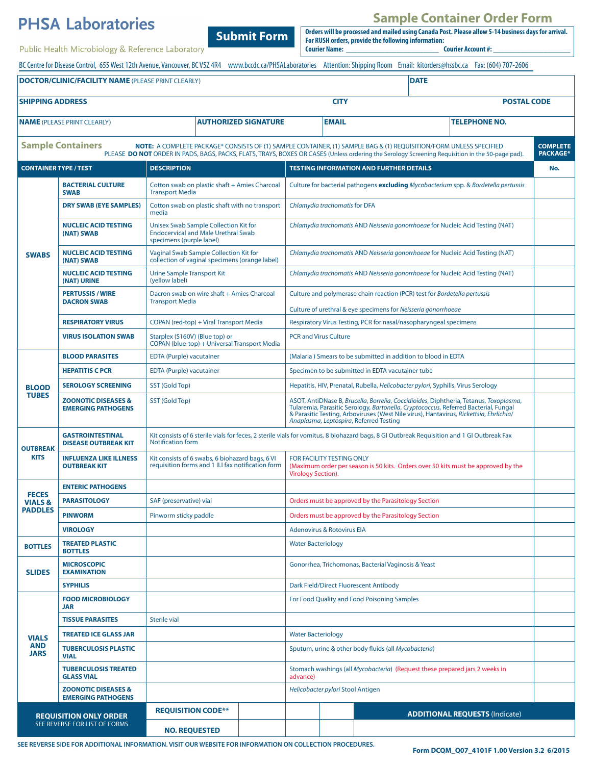# PHSA Laboratories

Public Health Microbiology & Reference Laboratory

## Sample Container Order Form

**Submit Form**

**Orders will be processed and mailed using Canada Post. Please allow 5-14 business days for arrival. For RUSH orders, provide the following information:**
**Courier Name:** ______________________ **Courier Account #:** ______________________

BC Centre for Disease Control, 655 West 12th Avenue, Vancouver, BC V5Z 4R4 www.bccdc.ca/PHSALaboratories Attention: Shipping Room Email: kitorders@hssbc.ca Fax: (604) 707-2606

| **DOCTOR/CLINIC/FACILITY NAME** (PLEASE PRINT CLEARLY) | | | **DATE** |
|---|---|---|---|
| **SHIPPING ADDRESS** | | **CITY** | **POSTAL CODE** |
| **NAME** (PLEASE PRINT CLEARLY) | **AUTHORIZED SIGNATURE** | **EMAIL** | **TELEPHONE NO.** |

## Sample Containers

**NOTE:** A COMPLETE PACKAGE* CONSISTS OF (1) SAMPLE CONTAINER, (1) SAMPLE BAG & (1) REQUISITION/FORM UNLESS SPECIFIED
PLEASE **DO NOT** ORDER IN PADS, BAGS, PACKS, FLATS, TRAYS, BOXES OR CASES (Unless ordering the Serology Screening Requisition in the 50-page pad).

| CONTAINER TYPE / TEST | | DESCRIPTION | TESTING INFORMATION AND FURTHER DETAILS | COMPLETE PACKAGE* No. |
|---|---|---|---|---|
| **SWABS** | **BACTERIAL CULTURE SWAB** | Cotton swab on plastic shaft + Amies Charcoal Transport Media | Culture for bacterial pathogens **excluding** *Mycobacterium* spp. & *Bordetella pertussis* | |
| | **DRY SWAB (EYE SAMPLES)** | Cotton swab on plastic shaft with no transport media | *Chlamydia trachomatis* for DFA | |
| | **NUCLEIC ACID TESTING (NAT) SWAB** | Unisex Swab Sample Collection Kit for Endocervical and Male Urethral Swab specimens (purple label) | *Chlamydia trachomatis* AND *Neisseria gonorrhoeae* for Nucleic Acid Testing (NAT) | |
| | **NUCLEIC ACID TESTING (NAT) SWAB** | Vaginal Swab Sample Collection Kit for collection of vaginal specimens (orange label) | *Chlamydia trachomatis* AND *Neisseria gonorrhoeae* for Nucleic Acid Testing (NAT) | |
| | **NUCLEIC ACID TESTING (NAT) URINE** | Urine Sample Transport Kit (yellow label) | *Chlamydia trachomatis* AND *Neisseria gonorrhoeae* for Nucleic Acid Testing (NAT) | |
| | **PERTUSSIS / WIRE DACRON SWAB** | Dacron swab on wire shaft + Amies Charcoal Transport Media | Culture and polymerase chain reaction (PCR) test for *Bordetella pertussis*<br>Culture of urethral & eye specimens for *Neisseria gonorrhoeae* | |
| | **RESPIRATORY VIRUS** | COPAN (red-top) + Viral Transport Media | Respiratory Virus Testing, PCR for nasal/nasopharyngeal specimens | |
| | **VIRUS ISOLATION SWAB** | Starplex (S160V) (Blue top) or COPAN (blue-top) + Universal Transport Media | PCR and Virus Culture | |
| **BLOOD TUBES** | **BLOOD PARASITES** | EDTA (Purple) vacutainer | (Malaria ) Smears to be submitted in addition to blood in EDTA | |
| | **HEPATITIS C PCR** | EDTA (Purple) vacutainer | Specimen to be submitted in EDTA vacutainer tube | |
| | **SEROLOGY SCREENING** | SST (Gold Top) | Hepatitis, HIV, Prenatal, Rubella, *Helicobacter pylori*, Syphilis, Virus Serology | |
| | **ZOONOTIC DISEASES & EMERGING PATHOGENS** | SST (Gold Top) | ASOT, AntiDNase B, *Brucella*, *Borrelia*, *Coccidioides*, Diphtheria, Tetanus, *Toxoplasma*, Tularemia, Parasitic Serology, *Bartonella*, *Cryptococcus*, Referred Bacterial, Fungal & Parasitic Testing, Arboviruses (West Nile virus), Hantavirus, *Rickettsia*, *Ehrlichia/Anaplasma*, *Leptospira*, Referred Testing | |
| **OUTBREAK KITS** | **GASTROINTESTINAL DISEASE OUTBREAK KIT** | Kit consists of 6 sterile vials for feces, 2 sterile vials for vomitus, 8 biohazard bags, 8 GI Outbreak Requisition and 1 GI Outbreak Fax Notification form | | |
| | **INFLUENZA LIKE ILLNESS OUTBREAK KIT** | Kit consists of 6 swabs, 6 biohazard bags, 6 VI requisition forms and 1 ILI fax notification form | FOR FACILITY TESTING ONLY<br>(Maximum order per season is 50 kits. Orders over 50 kits must be approved by the Virology Section). | |
| **FECES VIALS & PADDLES** | **ENTERIC PATHOGENS** | | | |
| | **PARASITOLOGY** | SAF (preservative) vial | Orders must be approved by the Parasitology Section | |
| | **PINWORM** | Pinworm sticky paddle | Orders must be approved by the Parasitology Section | |
| | **VIROLOGY** | | Adenovirus & Rotovirus EIA | |
| **BOTTLES** | **TREATED PLASTIC BOTTLES** | | Water Bacteriology | |
| **SLIDES** | **MICROSCOPIC EXAMINATION** | | Gonorrhea, Trichomonas, Bacterial Vaginosis & Yeast | |
| | **SYPHILIS** | | Dark Field/Direct Fluorescent Antibody | |
| **VIALS AND JARS** | **FOOD MICROBIOLOGY JAR** | | For Food Quality and Food Poisoning Samples | |
| | **TISSUE PARASITES** | Sterile vial | | |
| | **TREATED ICE GLASS JAR** | | Water Bacteriology | |
| | **TUBERCULOSIS PLASTIC VIAL** | | Sputum, urine & other body fluids (all *Mycobacteria*) | |
| | **TUBERCULOSIS TREATED GLASS VIAL** | | Stomach washings (all *Mycobacteria*) (Request these prepared jars 2 weeks in advance) | |
| | **ZOONOTIC DISEASES & EMERGING PATHOGENS** | | *Helicobacter pylori* Stool Antigen | |

| **REQUISITION ONLY ORDER**<br>SEE REVERSE FOR LIST OF FORMS | **REQUISITION CODE**** | | | | **ADDITIONAL REQUESTS** (Indicate) |
|---|---|---|---|---|---|
| | **NO. REQUESTED** | | | | |

SEE REVERSE SIDE FOR ADDITIONAL INFORMATION. VISIT OUR WEBSITE FOR INFORMATION ON COLLECTION PROCEDURES.

Form DCQM_Q07_4101F 1.00 Version 3.2 6/2015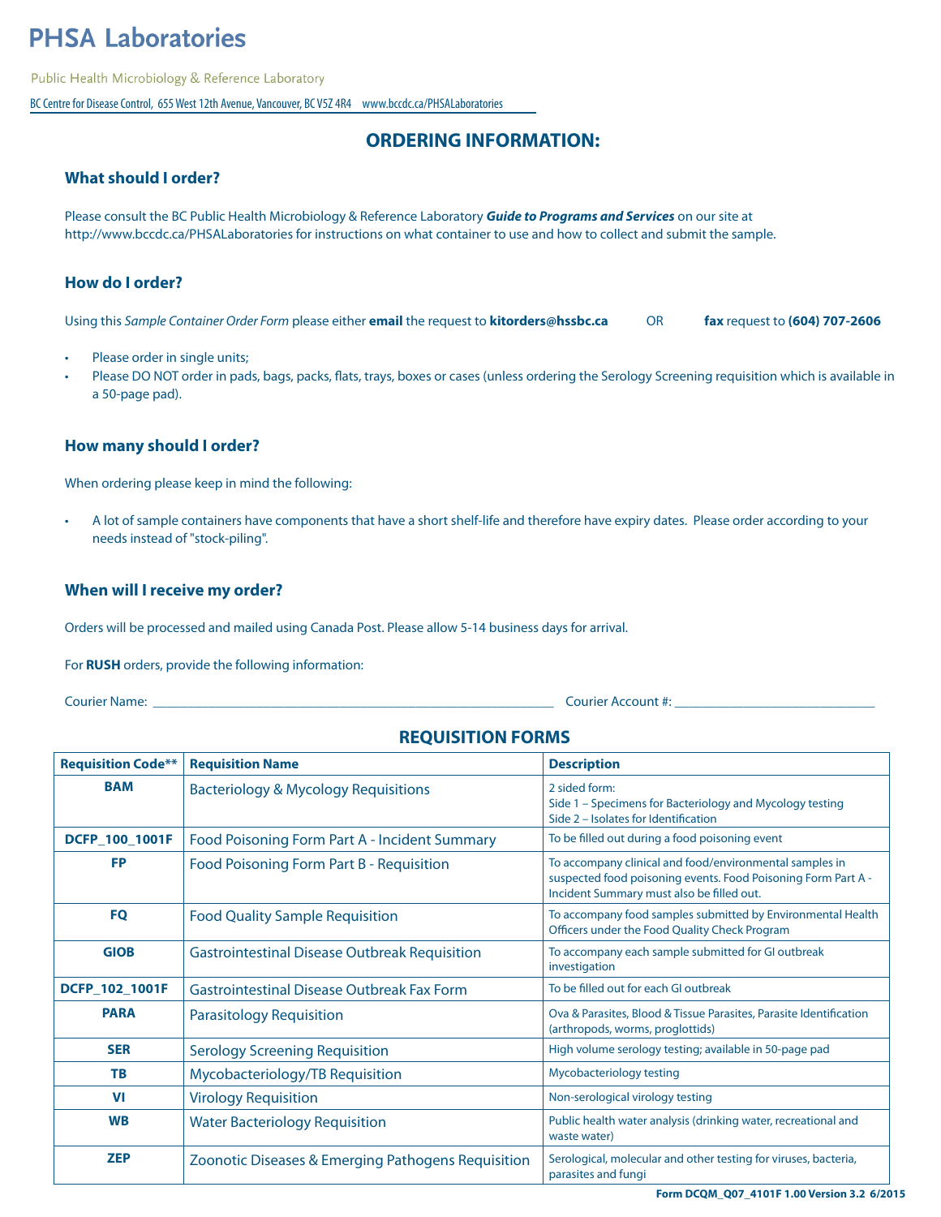# PHSA Laboratories

Public Health Microbiology & Reference Laboratory

BC Centre for Disease Control, 655 West 12th Avenue, Vancouver, BC V5Z 4R4 www.bccdc.ca/PHSALaboratories

## ORDERING INFORMATION:

### What should I order?

Please consult the BC Public Health Microbiology & Reference Laboratory ***Guide to Programs and Services*** on our site at http://www.bccdc.ca/PHSALaboratories for instructions on what container to use and how to collect and submit the sample.

### How do I order?

Using this *Sample Container Order Form* please either **email** the request to **kitorders@hssbc.ca** OR **fax** request to **(604) 707-2606**

- Please order in single units;
- Please DO NOT order in pads, bags, packs, flats, trays, boxes or cases (unless ordering the Serology Screening requisition which is available in a 50-page pad).

### How many should I order?

When ordering please keep in mind the following:

- A lot of sample containers have components that have a short shelf-life and therefore have expiry dates. Please order according to your needs instead of "stock-piling".

### When will I receive my order?

Orders will be processed and mailed using Canada Post. Please allow 5-14 business days for arrival.

For **RUSH** orders, provide the following information:

Courier Name: ______________________________ Courier Account #: ______________________________

## REQUISITION FORMS

| Requisition Code** | Requisition Name | Description |
|---|---|---|
| **BAM** | Bacteriology & Mycology Requisitions | 2 sided form:<br>Side 1 – Specimens for Bacteriology and Mycology testing<br>Side 2 – Isolates for Identification |
| **DCFP_100_1001F** | Food Poisoning Form Part A - Incident Summary | To be filled out during a food poisoning event |
| **FP** | Food Poisoning Form Part B - Requisition | To accompany clinical and food/environmental samples in suspected food poisoning events. Food Poisoning Form Part A - Incident Summary must also be filled out. |
| **FQ** | Food Quality Sample Requisition | To accompany food samples submitted by Environmental Health Officers under the Food Quality Check Program |
| **GIOB** | Gastrointestinal Disease Outbreak Requisition | To accompany each sample submitted for GI outbreak investigation |
| **DCFP_102_1001F** | Gastrointestinal Disease Outbreak Fax Form | To be filled out for each GI outbreak |
| **PARA** | Parasitology Requisition | Ova & Parasites, Blood & Tissue Parasites, Parasite Identification (arthropods, worms, proglottids) |
| **SER** | Serology Screening Requisition | High volume serology testing; available in 50-page pad |
| **TB** | Mycobacteriology/TB Requisition | Mycobacteriology testing |
| **VI** | Virology Requisition | Non-serological virology testing |
| **WB** | Water Bacteriology Requisition | Public health water analysis (drinking water, recreational and waste water) |
| **ZEP** | Zoonotic Diseases & Emerging Pathogens Requisition | Serological, molecular and other testing for viruses, bacteria, parasites and fungi |

**Form DCQM_Q07_4101F 1.00 Version 3.2 6/2015**